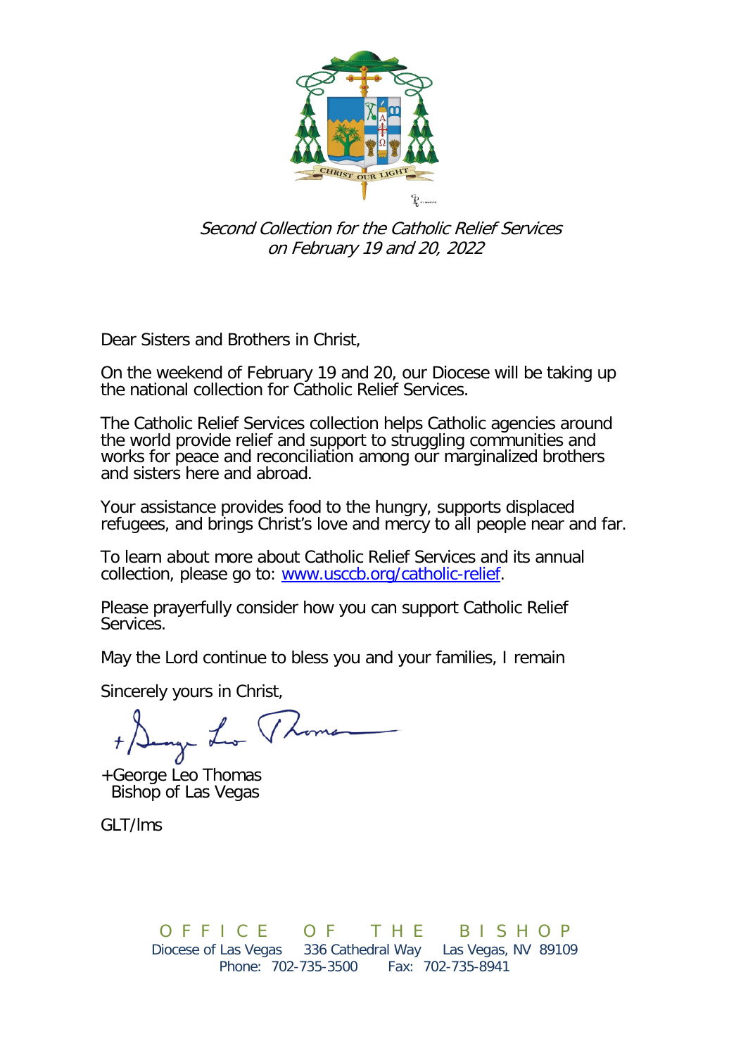*Second Collection for the Catholic Relief Services*
*on February 19 and 20, 2022*

Dear Sisters and Brothers in Christ,

On the weekend of February 19 and 20, our Diocese will be taking up the national collection for Catholic Relief Services.

The Catholic Relief Services collection helps Catholic agencies around the world provide relief and support to struggling communities and works for peace and reconciliation among our marginalized brothers and sisters here and abroad.

Your assistance provides food to the hungry, supports displaced refugees, and brings Christ's love and mercy to all people near and far.

To learn about more about Catholic Relief Services and its annual collection, please go to: [www.usccb.org/catholic-relief](http://www.usccb.org/catholic-relief).

Please prayerfully consider how you can support Catholic Relief Services.

May the Lord continue to bless you and your families, I remain

Sincerely yours in Christ,

+George Leo Thomas
Bishop of Las Vegas

GLT/lms

OFFICE OF THE BISHOP
Diocese of Las Vegas 336 Cathedral Way Las Vegas, NV 89109
Phone: 702-735-3500 Fax: 702-735-8941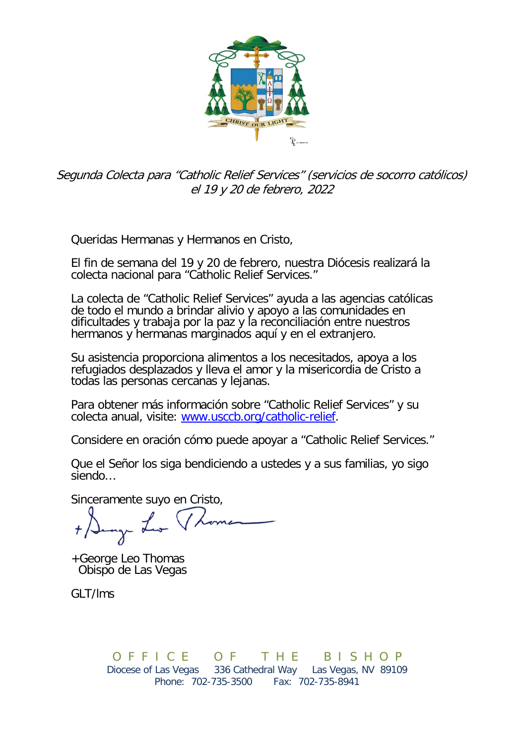*Segunda Colecta para “Catholic Relief Services” (servicios de socorro católicos)*
*el 19 y 20 de febrero, 2022*

Queridas Hermanas y Hermanos en Cristo,

El fin de semana del 19 y 20 de febrero, nuestra Diócesis realizará la colecta nacional para “Catholic Relief Services.”

La colecta de “Catholic Relief Services” ayuda a las agencias católicas de todo el mundo a brindar alivio y apoyo a las comunidades en dificultades y trabaja por la paz y la reconciliación entre nuestros hermanos y hermanas marginados aquí y en el extranjero.

Su asistencia proporciona alimentos a los necesitados, apoya a los refugiados desplazados y lleva el amor y la misericordia de Cristo a todas las personas cercanas y lejanas.

Para obtener más información sobre “Catholic Relief Services” y su colecta anual, visite: [www.usccb.org/catholic-relief](www.usccb.org/catholic-relief).

Considere en oración cómo puede apoyar a “Catholic Relief Services.”

Que el Señor los siga bendiciendo a ustedes y a sus familias, yo sigo siendo…

Sinceramente suyo en Cristo,

+George Leo Thomas
Obispo de Las Vegas

GLT/lms

OFFICE OF THE BISHOP
Diocese of Las Vegas 336 Cathedral Way Las Vegas, NV 89109
Phone: 702-735-3500 Fax: 702-735-8941